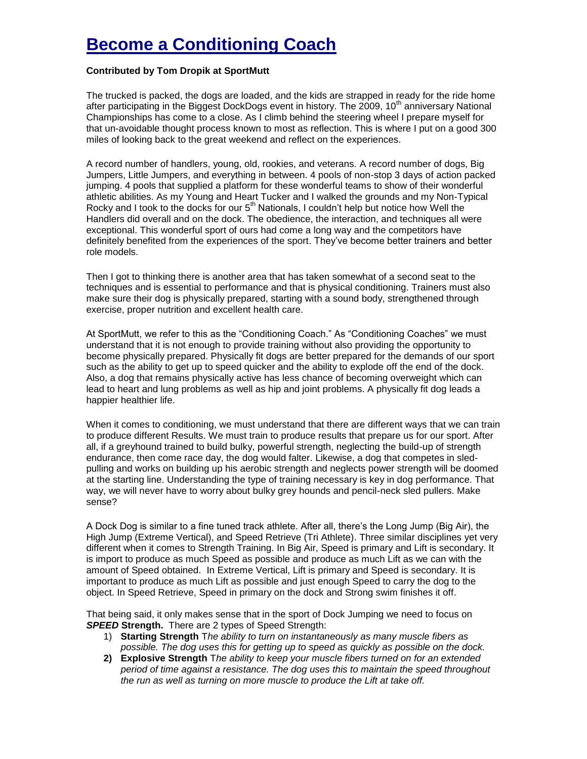# Become a Conditioning Coach

**Contributed by Tom Dropik at SportMutt**

The trucked is packed, the dogs are loaded, and the kids are strapped in ready for the ride home after participating in the Biggest DockDogs event in history. The 2009, 10th anniversary National Championships has come to a close. As I climb behind the steering wheel I prepare myself for that un-avoidable thought process known to most as reflection. This is where I put on a good 300 miles of looking back to the great weekend and reflect on the experiences.

A record number of handlers, young, old, rookies, and veterans. A record number of dogs, Big Jumpers, Little Jumpers, and everything in between. 4 pools of non-stop 3 days of action packed jumping. 4 pools that supplied a platform for these wonderful teams to show of their wonderful athletic abilities. As my Young and Heart Tucker and I walked the grounds and my Non-Typical Rocky and I took to the docks for our 5th Nationals, I couldn't help but notice how Well the Handlers did overall and on the dock. The obedience, the interaction, and techniques all were exceptional. This wonderful sport of ours had come a long way and the competitors have definitely benefited from the experiences of the sport. They've become better trainers and better role models.

Then I got to thinking there is another area that has taken somewhat of a second seat to the techniques and is essential to performance and that is physical conditioning. Trainers must also make sure their dog is physically prepared, starting with a sound body, strengthened through exercise, proper nutrition and excellent health care.

At SportMutt, we refer to this as the "Conditioning Coach." As "Conditioning Coaches" we must understand that it is not enough to provide training without also providing the opportunity to become physically prepared. Physically fit dogs are better prepared for the demands of our sport such as the ability to get up to speed quicker and the ability to explode off the end of the dock. Also, a dog that remains physically active has less chance of becoming overweight which can lead to heart and lung problems as well as hip and joint problems. A physically fit dog leads a happier healthier life.

When it comes to conditioning, we must understand that there are different ways that we can train to produce different Results. We must train to produce results that prepare us for our sport. After all, if a greyhound trained to build bulky, powerful strength, neglecting the build-up of strength endurance, then come race day, the dog would falter. Likewise, a dog that competes in sled-pulling and works on building up his aerobic strength and neglects power strength will be doomed at the starting line. Understanding the type of training necessary is key in dog performance. That way, we will never have to worry about bulky grey hounds and pencil-neck sled pullers. Make sense?

A Dock Dog is similar to a fine tuned track athlete. After all, there's the Long Jump (Big Air), the High Jump (Extreme Vertical), and Speed Retrieve (Tri Athlete). Three similar disciplines yet very different when it comes to Strength Training. In Big Air, Speed is primary and Lift is secondary. It is import to produce as much Speed as possible and produce as much Lift as we can with the amount of Speed obtained. In Extreme Vertical, Lift is primary and Speed is secondary. It is important to produce as much Lift as possible and just enough Speed to carry the dog to the object. In Speed Retrieve, Speed in primary on the dock and Strong swim finishes it off.

That being said, it only makes sense that in the sport of Dock Jumping we need to focus on ***SPEED*** **Strength.** There are 2 types of Speed Strength:

1) **Starting Strength** T*he ability to turn on instantaneously as many muscle fibers as possible. The dog uses this for getting up to speed as quickly as possible on the dock.*
2) **Explosive Strength** T*he ability to keep your muscle fibers turned on for an extended period of time against a resistance. The dog uses this to maintain the speed throughout the run as well as turning on more muscle to produce the Lift at take off.*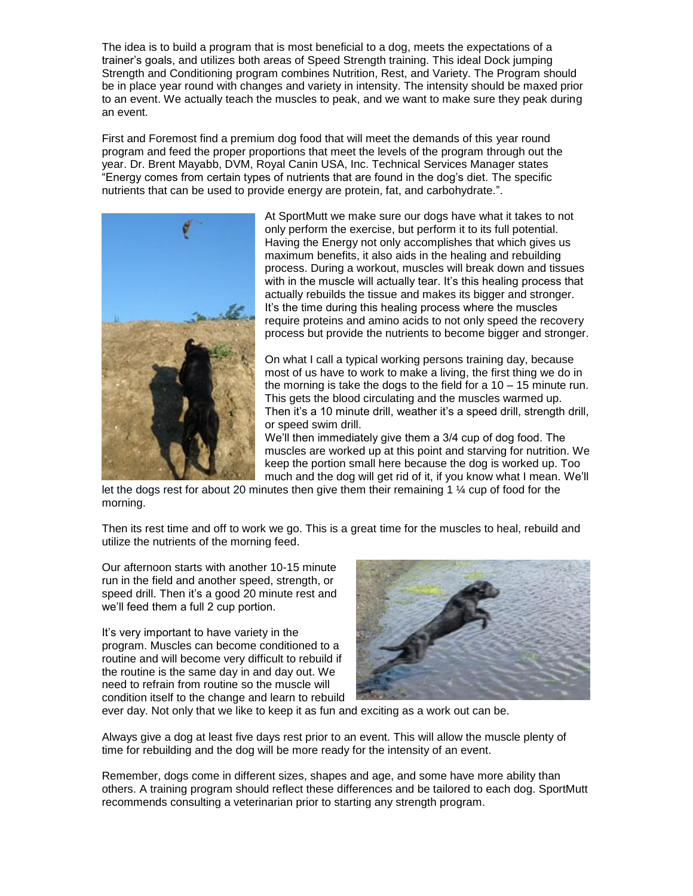The idea is to build a program that is most beneficial to a dog, meets the expectations of a trainer's goals, and utilizes both areas of Speed Strength training. This ideal Dock jumping Strength and Conditioning program combines Nutrition, Rest, and Variety. The Program should be in place year round with changes and variety in intensity. The intensity should be maxed prior to an event. We actually teach the muscles to peak, and we want to make sure they peak during an event.

First and Foremost find a premium dog food that will meet the demands of this year round program and feed the proper proportions that meet the levels of the program through out the year. Dr. Brent Mayabb, DVM, Royal Canin USA, Inc. Technical Services Manager states "Energy comes from certain types of nutrients that are found in the dog's diet. The specific nutrients that can be used to provide energy are protein, fat, and carbohydrate.".

At SportMutt we make sure our dogs have what it takes to not only perform the exercise, but perform it to its full potential. Having the Energy not only accomplishes that which gives us maximum benefits, it also aids in the healing and rebuilding process. During a workout, muscles will break down and tissues with in the muscle will actually tear. It's this healing process that actually rebuilds the tissue and makes its bigger and stronger. It's the time during this healing process where the muscles require proteins and amino acids to not only speed the recovery process but provide the nutrients to become bigger and stronger.

On what I call a typical working persons training day, because most of us have to work to make a living, the first thing we do in the morning is take the dogs to the field for a 10 – 15 minute run. This gets the blood circulating and the muscles warmed up. Then it's a 10 minute drill, weather it's a speed drill, strength drill, or speed swim drill.

We'll then immediately give them a 3/4 cup of dog food. The muscles are worked up at this point and starving for nutrition. We keep the portion small here because the dog is worked up. Too much and the dog will get rid of it, if you know what I mean. We'll let the dogs rest for about 20 minutes then give them their remaining 1 ¼ cup of food for the morning.

Then its rest time and off to work we go. This is a great time for the muscles to heal, rebuild and utilize the nutrients of the morning feed.

Our afternoon starts with another 10-15 minute run in the field and another speed, strength, or speed drill. Then it's a good 20 minute rest and we'll feed them a full 2 cup portion.

It's very important to have variety in the program. Muscles can become conditioned to a routine and will become very difficult to rebuild if the routine is the same day in and day out. We need to refrain from routine so the muscle will condition itself to the change and learn to rebuild ever day. Not only that we like to keep it as fun and exciting as a work out can be.

Always give a dog at least five days rest prior to an event. This will allow the muscle plenty of time for rebuilding and the dog will be more ready for the intensity of an event.

Remember, dogs come in different sizes, shapes and age, and some have more ability than others. A training program should reflect these differences and be tailored to each dog. SportMutt recommends consulting a veterinarian prior to starting any strength program.